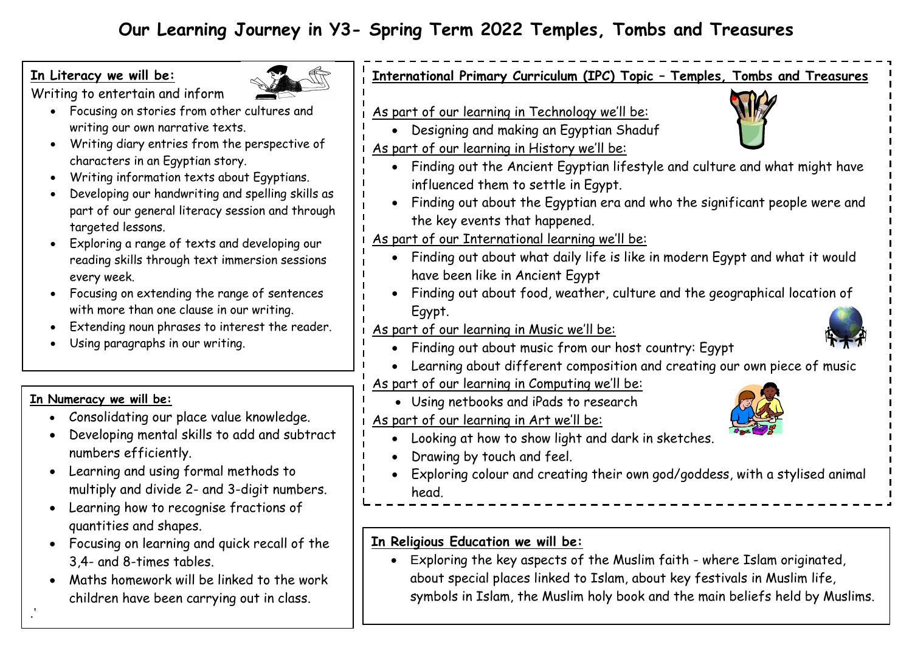# Our Learning Journey in Y3- Spring Term 2022 Temples, Tombs and Treasures

**In Literacy we will be:**

Writing to entertain and inform

- Focusing on stories from other cultures and writing our own narrative texts.
- Writing diary entries from the perspective of characters in an Egyptian story.
- Writing information texts about Egyptians.
- Developing our handwriting and spelling skills as part of our general literacy session and through targeted lessons.
- Exploring a range of texts and developing our reading skills through text immersion sessions every week.
- Focusing on extending the range of sentences with more than one clause in our writing.
- Extending noun phrases to interest the reader.
- Using paragraphs in our writing.

**In Numeracy we will be:**

- Consolidating our place value knowledge.
- Developing mental skills to add and subtract numbers efficiently.
- Learning and using formal methods to multiply and divide 2- and 3-digit numbers.
- Learning how to recognise fractions of quantities and shapes.
- Focusing on learning and quick recall of the 3,4- and 8-times tables.
- Maths homework will be linked to the work children have been carrying out in class.

**International Primary Curriculum (IPC) Topic – Temples, Tombs and Treasures**

As part of our learning in Technology we'll be:

- Designing and making an Egyptian Shaduf

As part of our learning in History we'll be:

- Finding out the Ancient Egyptian lifestyle and culture and what might have influenced them to settle in Egypt.
- Finding out about the Egyptian era and who the significant people were and the key events that happened.

As part of our International learning we'll be:

- Finding out about what daily life is like in modern Egypt and what it would have been like in Ancient Egypt
- Finding out about food, weather, culture and the geographical location of Egypt.

As part of our learning in Music we'll be:

- Finding out about music from our host country: Egypt
- Learning about different composition and creating our own piece of music

As part of our learning in Computing we'll be:

- Using netbooks and iPads to research

As part of our learning in Art we'll be:

- Looking at how to show light and dark in sketches.
- Drawing by touch and feel.
- Exploring colour and creating their own god/goddess, with a stylised animal head.

**In Religious Education we will be:**

- Exploring the key aspects of the Muslim faith - where Islam originated, about special places linked to Islam, about key festivals in Muslim life, symbols in Islam, the Muslim holy book and the main beliefs held by Muslims.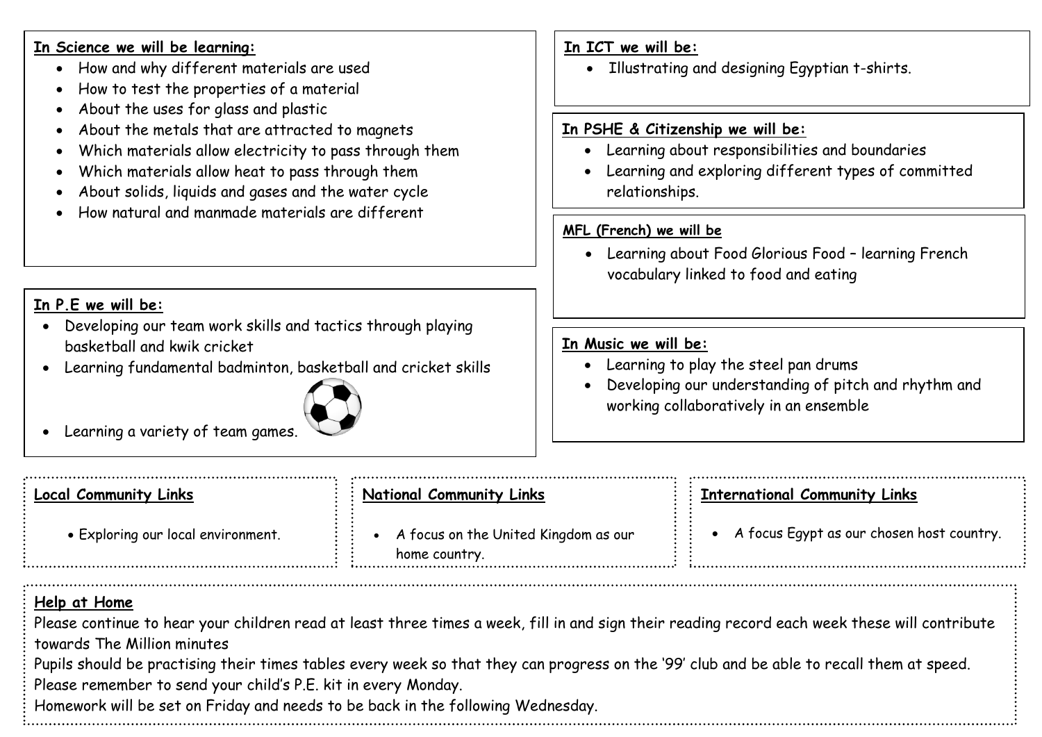**In Science we will be learning:**

- How and why different materials are used
- How to test the properties of a material
- About the uses for glass and plastic
- About the metals that are attracted to magnets
- Which materials allow electricity to pass through them
- Which materials allow heat to pass through them
- About solids, liquids and gases and the water cycle
- How natural and manmade materials are different

**In P.E we will be:**

- Developing our team work skills and tactics through playing basketball and kwik cricket
- Learning fundamental badminton, basketball and cricket skills
- Learning a variety of team games.

**In ICT we will be:**

- Illustrating and designing Egyptian t-shirts.

**In PSHE & Citizenship we will be:**

- Learning about responsibilities and boundaries
- Learning and exploring different types of committed relationships.

**MFL (French) we will be**

- Learning about Food Glorious Food – learning French vocabulary linked to food and eating

**In Music we will be:**

- Learning to play the steel pan drums
- Developing our understanding of pitch and rhythm and working collaboratively in an ensemble

**Local Community Links**

- Exploring our local environment.

**National Community Links**

- A focus on the United Kingdom as our home country.

**International Community Links**

- A focus Egypt as our chosen host country.

**Help at Home**

Please continue to hear your children read at least three times a week, fill in and sign their reading record each week these will contribute towards The Million minutes

Pupils should be practising their times tables every week so that they can progress on the '99' club and be able to recall them at speed.

Please remember to send your child's P.E. kit in every Monday.

Homework will be set on Friday and needs to be back in the following Wednesday.